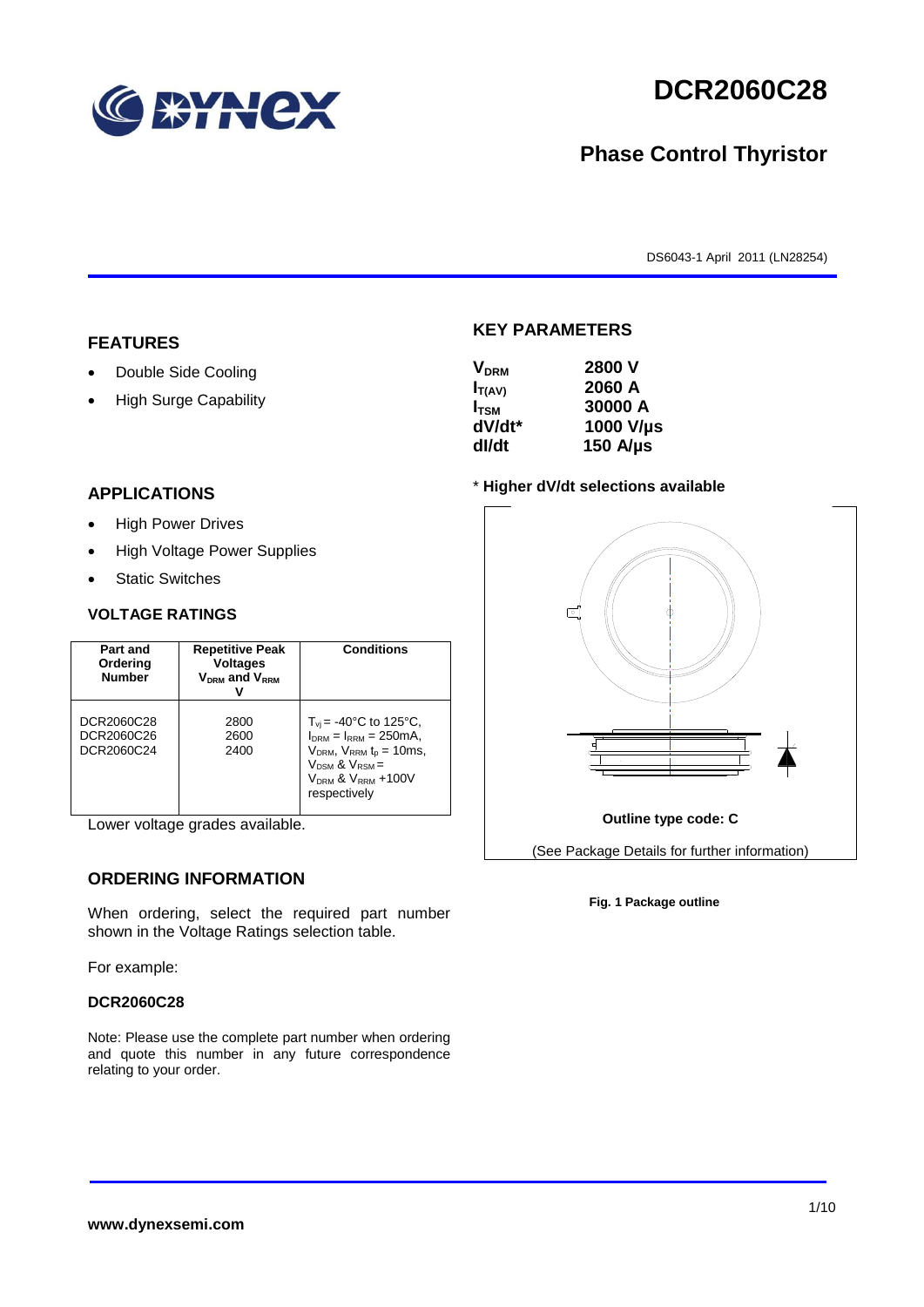# DCR2060C28

## Phase Control Thyristor

DS6043-1 April 2011 (LN28254)

## FEATURES

- Double Side Cooling
- High Surge Capability

## APPLICATIONS

- High Power Drives
- High Voltage Power Supplies
- Static Switches

## VOLTAGE RATINGS

| Part and Ordering Number | Repetitive Peak Voltages $V_{DRM}$ and $V_{RRM}$ V | Conditions |
|---|---|---|
| DCR2060C28<br>DCR2060C26<br>DCR2060C24 | 2800<br>2600<br>2400 | $T_{vj}$ = -40°C to 125°C, $I_{DRM}$ = $I_{RRM}$ = 250mA, $V_{DRM}$, $V_{RRM}$ $t_p$ = 10ms, $V_{DSM}$ & $V_{RSM}$ = $V_{DRM}$ & $V_{RRM}$ +100V respectively |

Lower voltage grades available.

## ORDERING INFORMATION

When ordering, select the required part number shown in the Voltage Ratings selection table.

For example:

**DCR2060C28**

Note: Please use the complete part number when ordering and quote this number in any future correspondence relating to your order.

## KEY PARAMETERS

| | |
|---|---|
| $V_{DRM}$ | 2800 V |
| $I_{T(AV)}$ | 2060 A |
| $I_{TSM}$ | 30000 A |
| dV/dt* | 1000 V/µs |
| dI/dt | 150 A/µs |

* **Higher dV/dt selections available**

**Outline type code: C**

(See Package Details for further information)

**Fig. 1 Package outline**

**www.dynexsemi.com**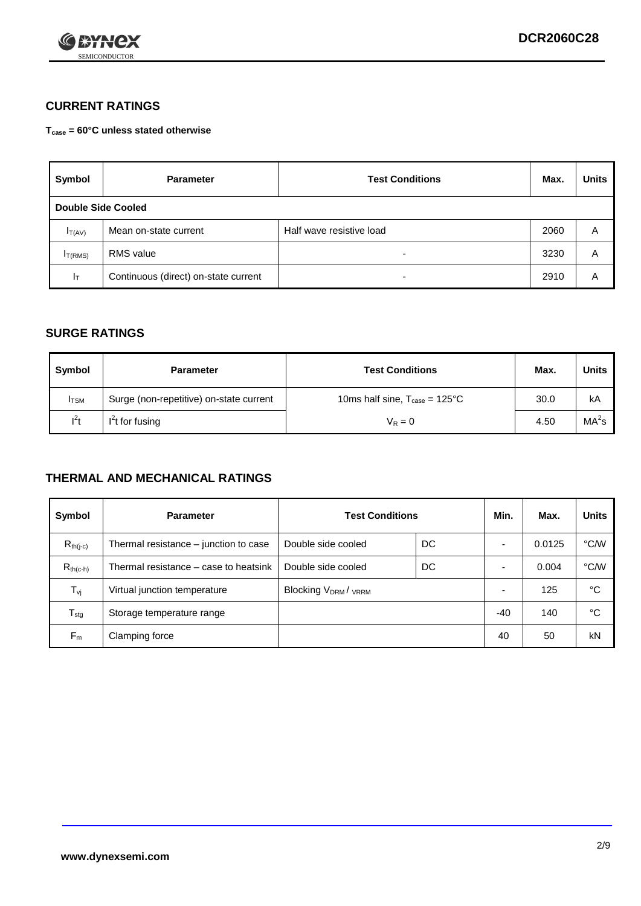## CURRENT RATINGS

**$T_{case}$ = 60°C unless stated otherwise**

| Symbol | Parameter | Test Conditions | Max. | Units |
|---|---|---|---|---|
| **Double Side Cooled** | | | | |
| $I_{T(AV)}$ | Mean on-state current | Half wave resistive load | 2060 | A |
| $I_{T(RMS)}$ | RMS value | - | 3230 | A |
| $I_T$ | Continuous (direct) on-state current | - | 2910 | A |

## SURGE RATINGS

| Symbol | Parameter | Test Conditions | Max. | Units |
|---|---|---|---|---|
| $I_{TSM}$ | Surge (non-repetitive) on-state current | 10ms half sine, $T_{case}$ = 125°C | 30.0 | kA |
| $I^2t$ | $I^2t$ for fusing | $V_R = 0$ | 4.50 | $MA^2s$ |

## THERMAL AND MECHANICAL RATINGS

| Symbol | Parameter | Test Conditions | | Min. | Max. | Units |
|---|---|---|---|---|---|---|
| $R_{th(j-c)}$ | Thermal resistance – junction to case | Double side cooled | DC | - | 0.0125 | °C/W |
| $R_{th(c-h)}$ | Thermal resistance – case to heatsink | Double side cooled | DC | - | 0.004 | °C/W |
| $T_{vj}$ | Virtual junction temperature | Blocking $V_{DRM}$ / $V_{RRM}$ | | - | 125 | °C |
| $T_{stg}$ | Storage temperature range | | | -40 | 140 | °C |
| $F_m$ | Clamping force | | | 40 | 50 | kN |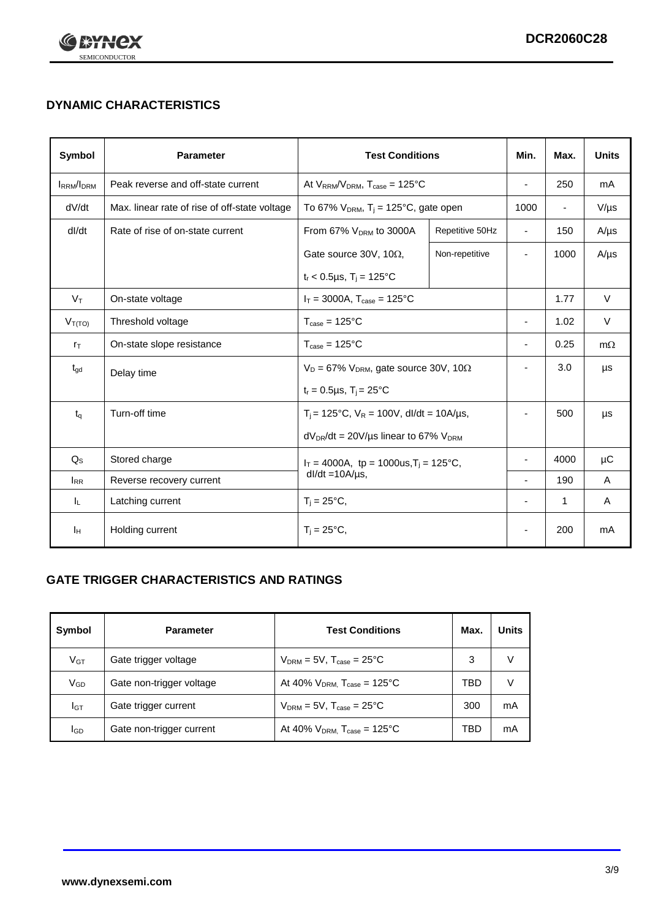## DYNAMIC CHARACTERISTICS

| Symbol | Parameter | Test Conditions | | Min. | Max. | Units |
|---|---|---|---|---|---|---|
| $I_{RRM}/I_{DRM}$ | Peak reverse and off-state current | At $V_{RRM}/V_{DRM}$, $T_{case}$ = 125°C | | - | 250 | mA |
| dV/dt | Max. linear rate of rise of off-state voltage | To 67% $V_{DRM}$, $T_j$ = 125°C, gate open | | 1000 | - | V/µs |
| dI/dt | Rate of rise of on-state current | From 67% $V_{DRM}$ to 3000A | Repetitive 50Hz | - | 150 | A/µs |
| | | Gate source 30V, 10Ω, $t_r$ < 0.5µs, $T_j$ = 125°C | Non-repetitive | - | 1000 | A/µs |
| $V_T$ | On-state voltage | $I_T$ = 3000A, $T_{case}$ = 125°C | | | 1.77 | V |
| $V_{T(TO)}$ | Threshold voltage | $T_{case}$ = 125°C | | - | 1.02 | V |
| $r_T$ | On-state slope resistance | $T_{case}$ = 125°C | | - | 0.25 | mΩ |
| $t_{gd}$ | Delay time | $V_D$ = 67% $V_{DRM}$, gate source 30V, 10Ω, $t_r$ = 0.5µs, $T_j$ = 25°C | | - | 3.0 | µs |
| $t_q$ | Turn-off time | $T_j$ = 125°C, $V_R$ = 100V, dI/dt = 10A/µs, $dV_{DR}/dt$ = 20V/µs linear to 67% $V_{DRM}$ | | - | 500 | µs |
| $Q_S$ | Stored charge | $I_T$ = 4000A, tp = 1000us, $T_j$ = 125°C, dI/dt =10A/µs, | | - | 4000 | µC |
| $I_{RR}$ | Reverse recovery current | | | - | 190 | A |
| $I_L$ | Latching current | $T_j$ = 25°C, | | - | 1 | A |
| $I_H$ | Holding current | $T_j$ = 25°C, | | - | 200 | mA |

## GATE TRIGGER CHARACTERISTICS AND RATINGS

| Symbol | Parameter | Test Conditions | Max. | Units |
|---|---|---|---|---|
| $V_{GT}$ | Gate trigger voltage | $V_{DRM}$ = 5V, $T_{case}$ = 25°C | 3 | V |
| $V_{GD}$ | Gate non-trigger voltage | At 40% $V_{DRM}$, $T_{case}$ = 125°C | TBD | V |
| $I_{GT}$ | Gate trigger current | $V_{DRM}$ = 5V, $T_{case}$ = 25°C | 300 | mA |
| $I_{GD}$ | Gate non-trigger current | At 40% $V_{DRM}$, $T_{case}$ = 125°C | TBD | mA |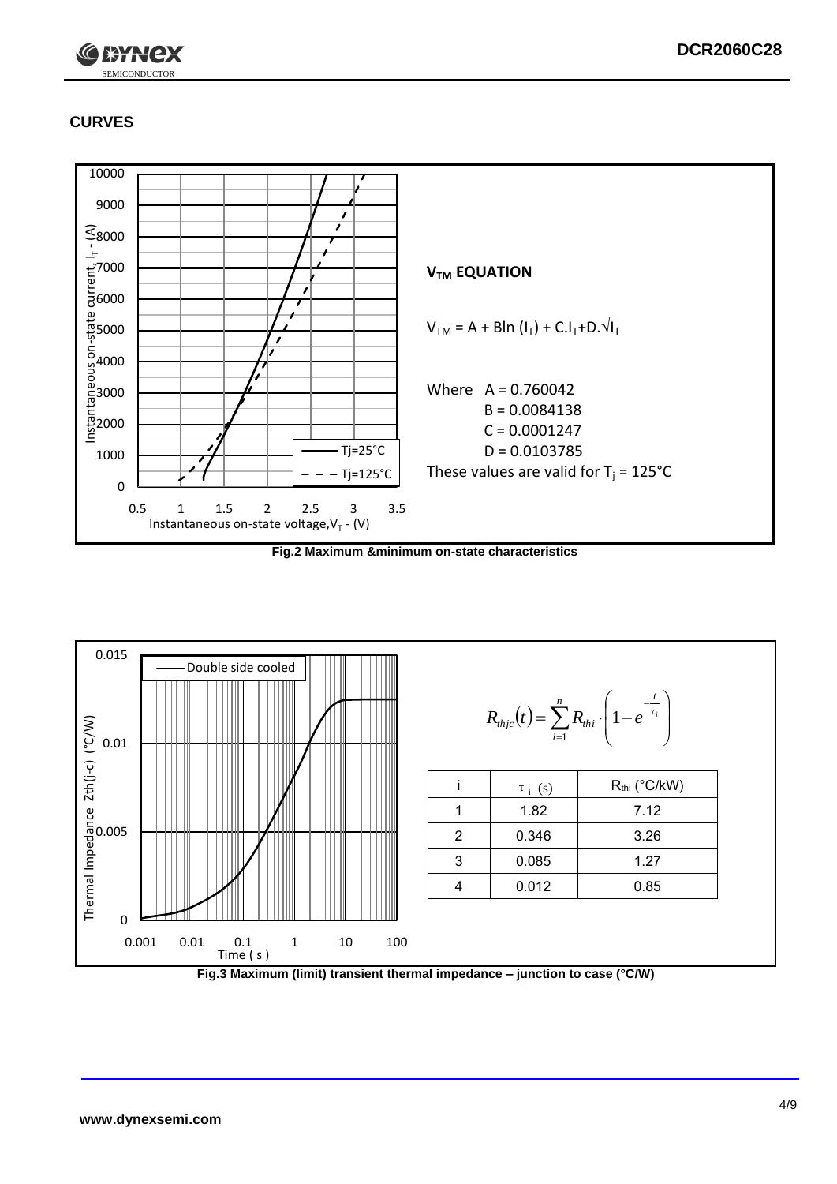## CURVES

### $V_{TM}$ EQUATION

$$V_{TM} = A + B\ln(I_T) + C.I_T + D.\sqrt{I_T}$$

Where A = 0.760042
B = 0.0084138
C = 0.0001247
D = 0.0103785

These values are valid for $T_j$ = 125°C

**Fig.2 Maximum &minimum on-state characteristics**

$$R_{thjc}(t) = \sum_{i=1}^{n} R_{thi} \cdot \left(1 - e^{-\frac{t}{\tau_i}}\right)$$

| i | $\tau_i$ (s) | $R_{thi}$ (°C/kW) |
|---|---|---|
| 1 | 1.82 | 7.12 |
| 2 | 0.346 | 3.26 |
| 3 | 0.085 | 1.27 |
| 4 | 0.012 | 0.85 |

**Fig.3 Maximum (limit) transient thermal impedance – junction to case (°C/W)**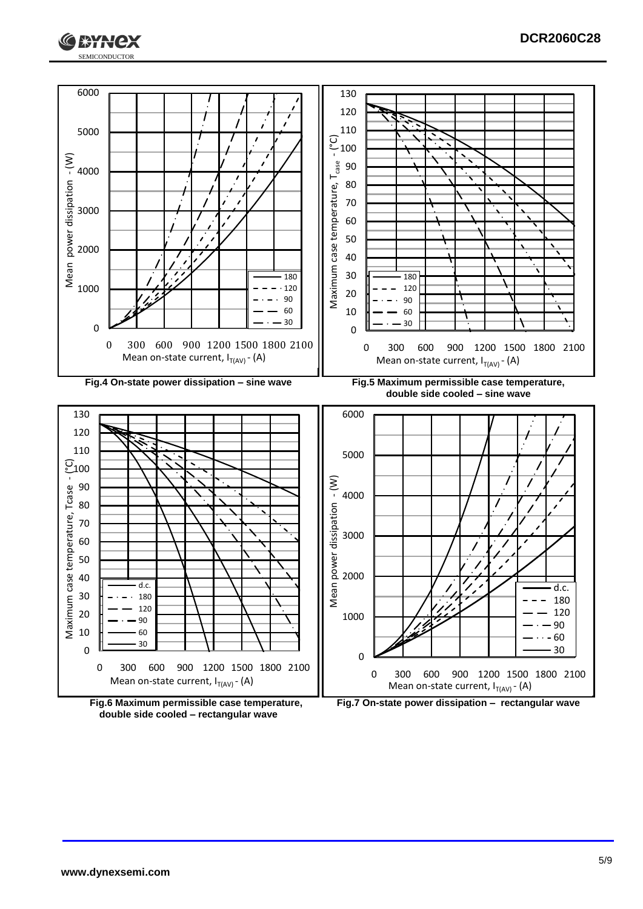Fig.4 On-state power dissipation – sine wave

Fig.5 Maximum permissible case temperature, double side cooled – sine wave

Fig.6 Maximum permissible case temperature, double side cooled – rectangular wave

Fig.7 On-state power dissipation – rectangular wave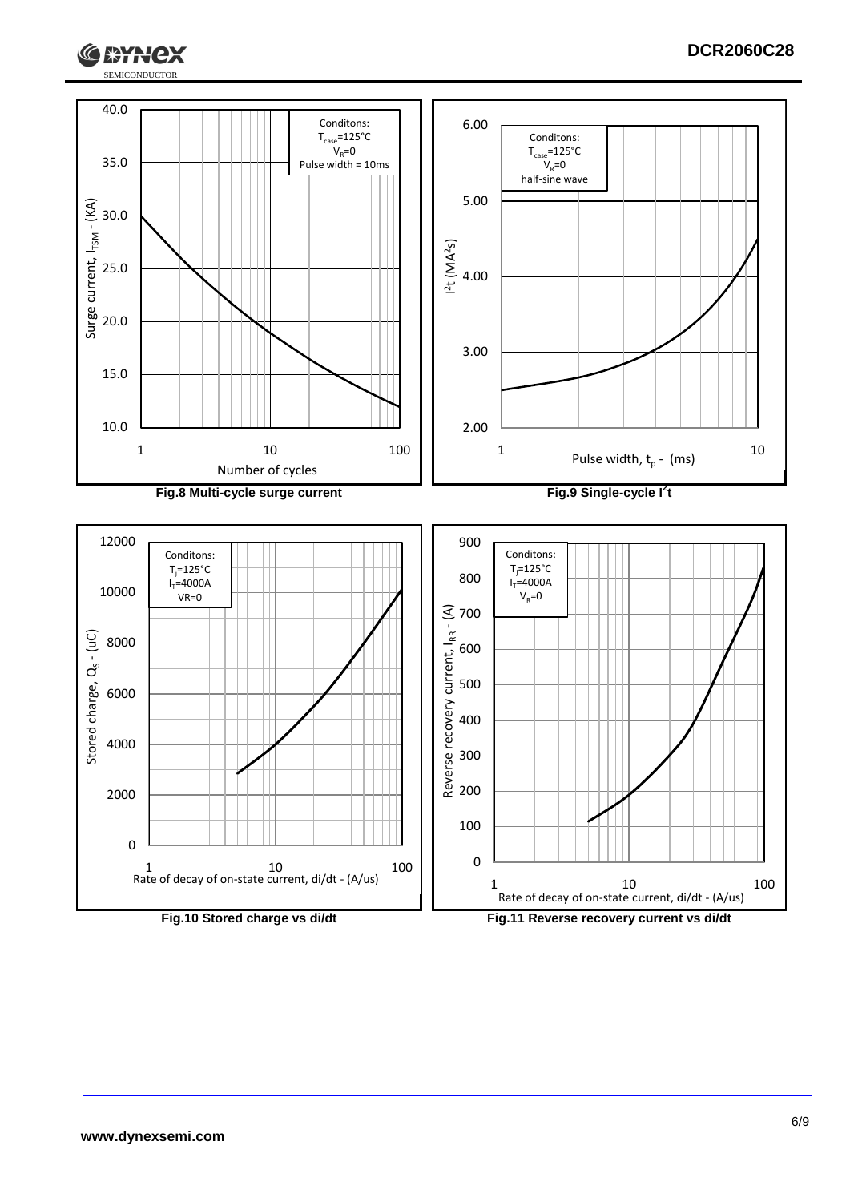Conditons:
$T_{case}$=125°C
$V_R$=0
Pulse width = 10ms

Surge current, $I_{TSM}$ - (KA)

Number of cycles

**Fig.8 Multi-cycle surge current**

Conditons:
$T_{case}$=125°C
$V_R$=0
half-sine wave

$I^2t$ ($MA^2s$)

Pulse width, $t_p$ - (ms)

**Fig.9 Single-cycle $I^2t$**

Conditons:
$T_j$=125°C
$I_T$=4000A
VR=0

Stored charge, $Q_S$ - (uC)

Rate of decay of on-state current, di/dt - (A/us)

**Fig.10 Stored charge vs di/dt**

Conditons:
$T_j$=125°C
$I_T$=4000A
$V_R$=0

Reverse recovery current, $I_{RR}$ - (A)

Rate of decay of on-state current, di/dt - (A/us)

**Fig.11 Reverse recovery current vs di/dt**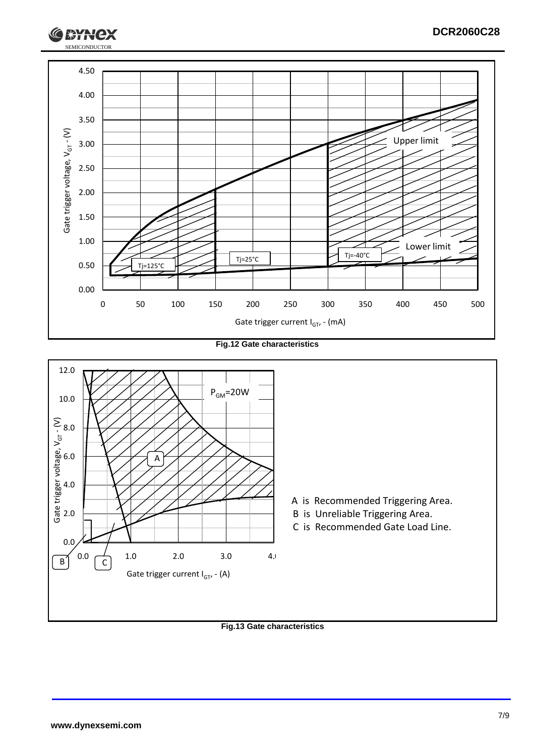Fig.12 Gate characteristics

A is Recommended Triggering Area.
B is Unreliable Triggering Area.
C is Recommended Gate Load Line.

Fig.13 Gate characteristics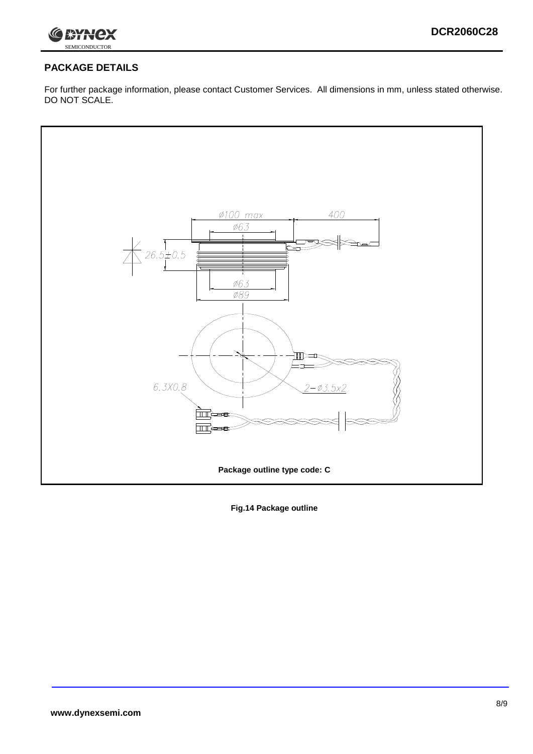## PACKAGE DETAILS

For further package information, please contact Customer Services. All dimensions in mm, unless stated otherwise. DO NOT SCALE.

Package outline type code: C

**Fig.14 Package outline**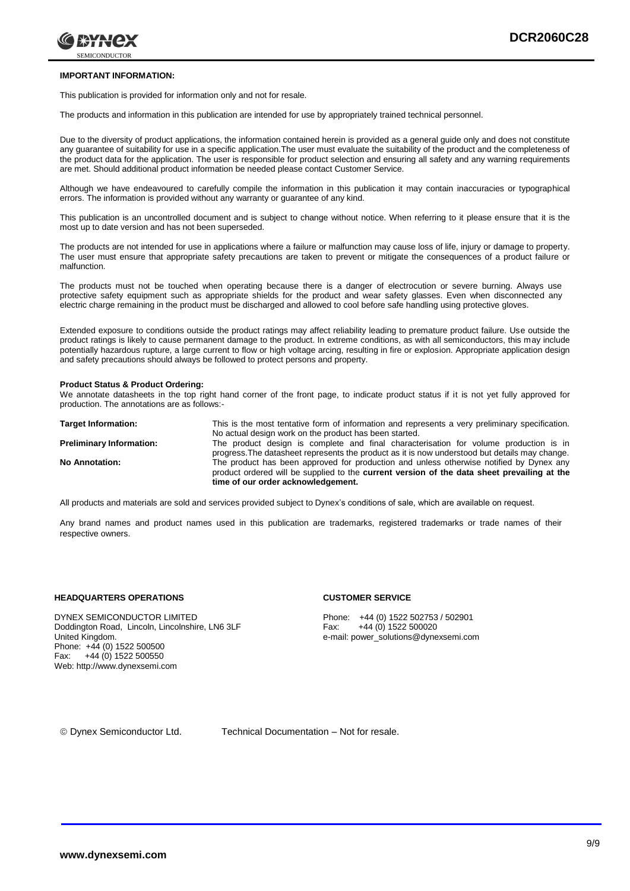**IMPORTANT INFORMATION:**

This publication is provided for information only and not for resale.

The products and information in this publication are intended for use by appropriately trained technical personnel.

Due to the diversity of product applications, the information contained herein is provided as a general guide only and does not constitute any guarantee of suitability for use in a specific application.The user must evaluate the suitability of the product and the completeness of the product data for the application. The user is responsible for product selection and ensuring all safety and any warning requirements are met. Should additional product information be needed please contact Customer Service.

Although we have endeavoured to carefully compile the information in this publication it may contain inaccuracies or typographical errors. The information is provided without any warranty or guarantee of any kind.

This publication is an uncontrolled document and is subject to change without notice. When referring to it please ensure that it is the most up to date version and has not been superseded.

The products are not intended for use in applications where a failure or malfunction may cause loss of life, injury or damage to property. The user must ensure that appropriate safety precautions are taken to prevent or mitigate the consequences of a product failure or malfunction.

The products must not be touched when operating because there is a danger of electrocution or severe burning. Always use protective safety equipment such as appropriate shields for the product and wear safety glasses. Even when disconnected any electric charge remaining in the product must be discharged and allowed to cool before safe handling using protective gloves.

Extended exposure to conditions outside the product ratings may affect reliability leading to premature product failure. Use outside the product ratings is likely to cause permanent damage to the product. In extreme conditions, as with all semiconductors, this may include potentially hazardous rupture, a large current to flow or high voltage arcing, resulting in fire or explosion. Appropriate application design and safety precautions should always be followed to protect persons and property.

**Product Status & Product Ordering:**

We annotate datasheets in the top right hand corner of the front page, to indicate product status if it is not yet fully approved for production. The annotations are as follows:-

| | |
|---|---|
| **Target Information:** | This is the most tentative form of information and represents a very preliminary specification. No actual design work on the product has been started. |
| **Preliminary Information:** | The product design is complete and final characterisation for volume production is in progress.The datasheet represents the product as it is now understood but details may change. |
| **No Annotation:** | The product has been approved for production and unless otherwise notified by Dynex any product ordered will be supplied to the **current version of the data sheet prevailing at the time of our order acknowledgement.** |

All products and materials are sold and services provided subject to Dynex's conditions of sale, which are available on request.

Any brand names and product names used in this publication are trademarks, registered trademarks or trade names of their respective owners.

**HEADQUARTERS OPERATIONS**

DYNEX SEMICONDUCTOR LIMITED
Doddington Road, Lincoln, Lincolnshire, LN6 3LF
United Kingdom.
Phone: +44 (0) 1522 500500
Fax: +44 (0) 1522 500550
Web: http://www.dynexsemi.com

**CUSTOMER SERVICE**

Phone: +44 (0) 1522 502753 / 502901
Fax: +44 (0) 1522 500020
e-mail: power_solutions@dynexsemi.com

© Dynex Semiconductor Ltd. Technical Documentation – Not for resale.